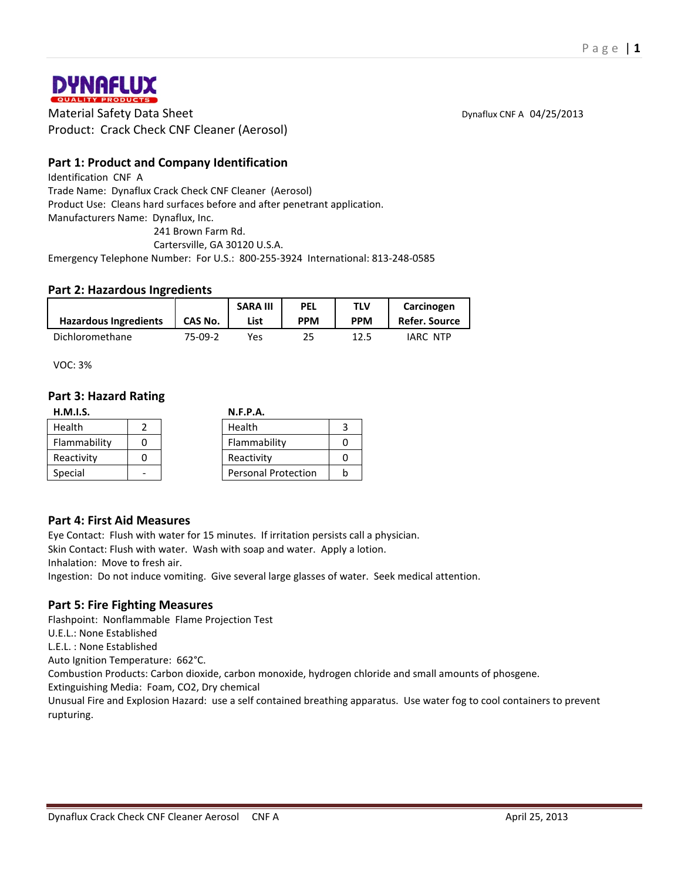DYNAFLUX
QUALITY PRODUCTS

Material Safety Data Sheet

Product: Crack Check CNF Cleaner (Aerosol)

Dynaflux CNF A 04/25/2013

## Part 1: Product and Company Identification

Identification CNF A

Trade Name: Dynaflux Crack Check CNF Cleaner (Aerosol)

Product Use: Cleans hard surfaces before and after penetrant application.

Manufacturers Name: Dynaflux, Inc.
241 Brown Farm Rd.
Cartersville, GA 30120 U.S.A.

Emergency Telephone Number: For U.S.: 800-255-3924 International: 813-248-0585

## Part 2: Hazardous Ingredients

| Hazardous Ingredients | CAS No. | SARA III List | PEL PPM | TLV PPM | Carcinogen Refer. Source |
|---|---|---|---|---|---|
| Dichloromethane | 75-09-2 | Yes | 25 | 12.5 | IARC NTP |

VOC: 3%

## Part 3: Hazard Rating

**H.M.I.S.**

| Health | 2 |
|---|---|
| Flammability | 0 |
| Reactivity | 0 |
| Special | - |

**N.F.P.A.**

| Health | 3 |
|---|---|
| Flammability | 0 |
| Reactivity | 0 |
| Personal Protection | b |

## Part 4: First Aid Measures

Eye Contact: Flush with water for 15 minutes. If irritation persists call a physician.

Skin Contact: Flush with water. Wash with soap and water. Apply a lotion.

Inhalation: Move to fresh air.

Ingestion: Do not induce vomiting. Give several large glasses of water. Seek medical attention.

## Part 5: Fire Fighting Measures

Flashpoint: Nonflammable Flame Projection Test

U.E.L.: None Established

L.E.L. : None Established

Auto Ignition Temperature: 662°C.

Combustion Products: Carbon dioxide, carbon monoxide, hydrogen chloride and small amounts of phosgene.

Extinguishing Media: Foam, CO2, Dry chemical

Unusual Fire and Explosion Hazard: use a self contained breathing apparatus. Use water fog to cool containers to prevent rupturing.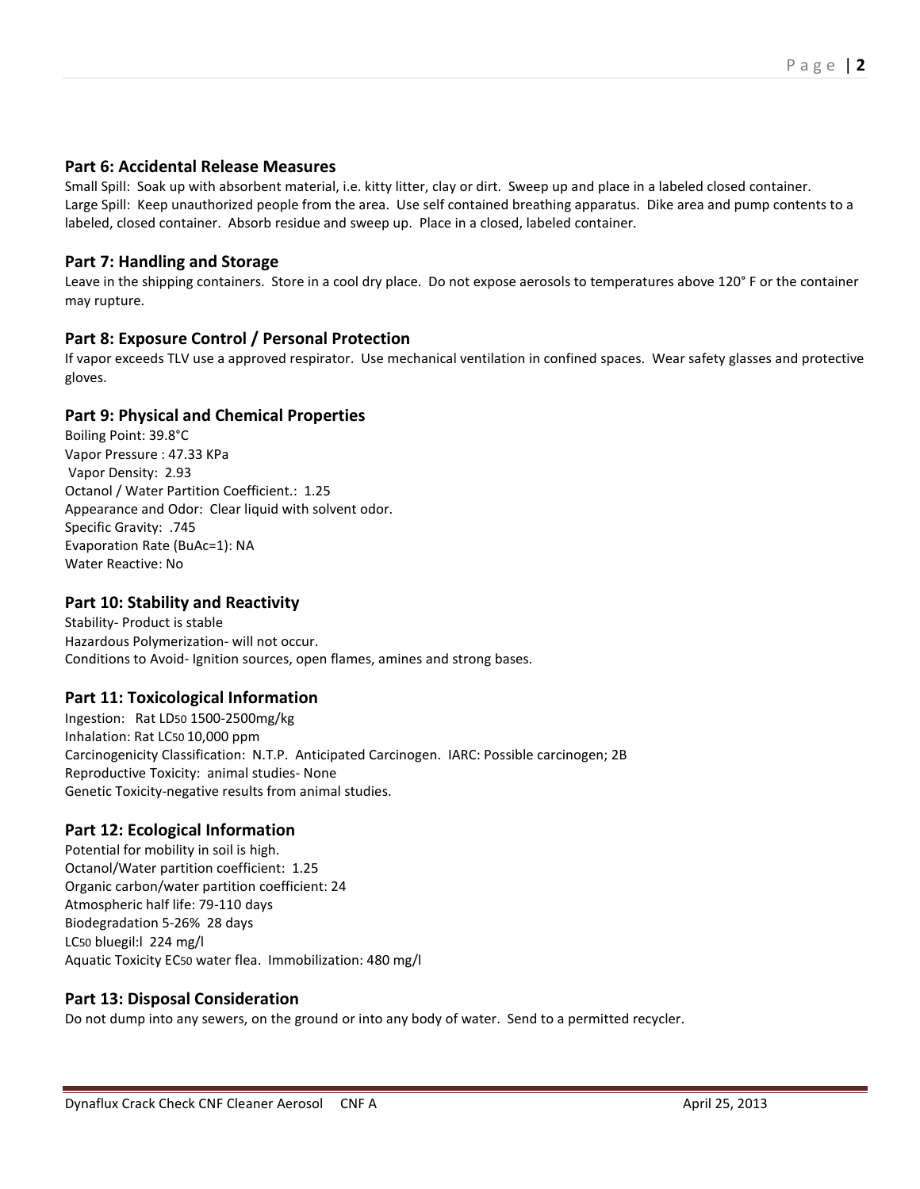## Part 6: Accidental Release Measures

Small Spill: Soak up with absorbent material, i.e. kitty litter, clay or dirt. Sweep up and place in a labeled closed container.
Large Spill: Keep unauthorized people from the area. Use self contained breathing apparatus. Dike area and pump contents to a labeled, closed container. Absorb residue and sweep up. Place in a closed, labeled container.

## Part 7: Handling and Storage

Leave in the shipping containers. Store in a cool dry place. Do not expose aerosols to temperatures above 120° F or the container may rupture.

## Part 8: Exposure Control / Personal Protection

If vapor exceeds TLV use a approved respirator. Use mechanical ventilation in confined spaces. Wear safety glasses and protective gloves.

## Part 9: Physical and Chemical Properties

Boiling Point: 39.8°C
Vapor Pressure : 47.33 KPa
Vapor Density: 2.93
Octanol / Water Partition Coefficient.: 1.25
Appearance and Odor: Clear liquid with solvent odor.
Specific Gravity: .745
Evaporation Rate (BuAc=1): NA
Water Reactive: No

## Part 10: Stability and Reactivity

Stability- Product is stable
Hazardous Polymerization- will not occur.
Conditions to Avoid- Ignition sources, open flames, amines and strong bases.

## Part 11: Toxicological Information

Ingestion: Rat $LD_{50}$ 1500-2500mg/kg
Inhalation: Rat $LC_{50}$ 10,000 ppm
Carcinogenicity Classification: N.T.P. Anticipated Carcinogen. IARC: Possible carcinogen; 2B
Reproductive Toxicity: animal studies- None
Genetic Toxicity-negative results from animal studies.

## Part 12: Ecological Information

Potential for mobility in soil is high.
Octanol/Water partition coefficient: 1.25
Organic carbon/water partition coefficient: 24
Atmospheric half life: 79-110 days
Biodegradation 5-26% 28 days
$LC_{50}$ bluegil:l 224 mg/l
Aquatic Toxicity $EC_{50}$ water flea. Immobilization: 480 mg/l

## Part 13: Disposal Consideration

Do not dump into any sewers, on the ground or into any body of water. Send to a permitted recycler.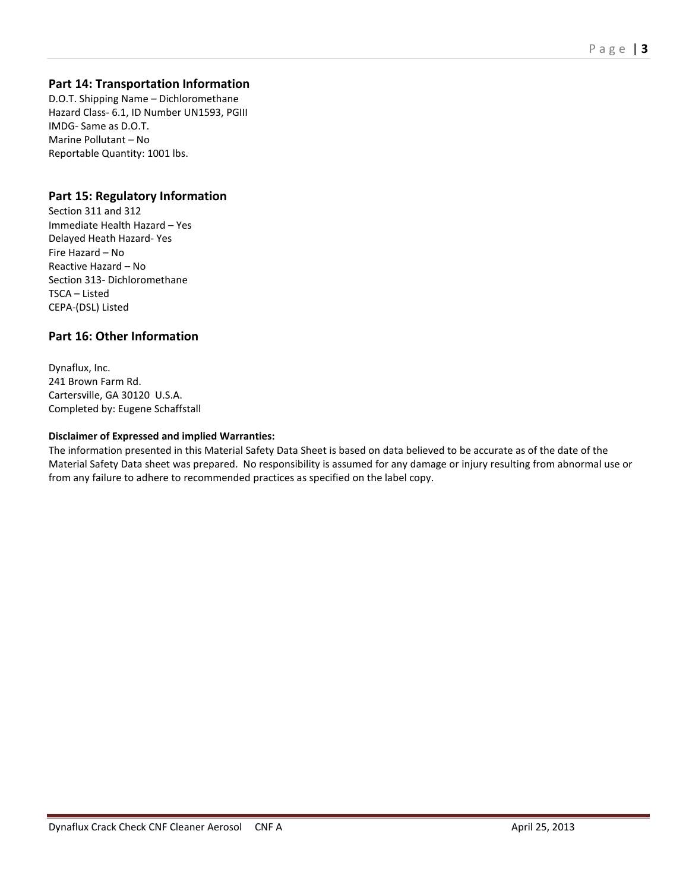## Part 14: Transportation Information

D.O.T. Shipping Name – Dichloromethane
Hazard Class- 6.1, ID Number UN1593, PGIII
IMDG- Same as D.O.T.
Marine Pollutant – No
Reportable Quantity: 1001 lbs.

## Part 15: Regulatory Information

Section 311 and 312
Immediate Health Hazard – Yes
Delayed Heath Hazard- Yes
Fire Hazard – No
Reactive Hazard – No
Section 313- Dichloromethane
TSCA – Listed
CEPA-(DSL) Listed

## Part 16: Other Information

Dynaflux, Inc.
241 Brown Farm Rd.
Cartersville, GA 30120 U.S.A.
Completed by: Eugene Schaffstall

**Disclaimer of Expressed and implied Warranties:**
The information presented in this Material Safety Data Sheet is based on data believed to be accurate as of the date of the Material Safety Data sheet was prepared. No responsibility is assumed for any damage or injury resulting from abnormal use or from any failure to adhere to recommended practices as specified on the label copy.